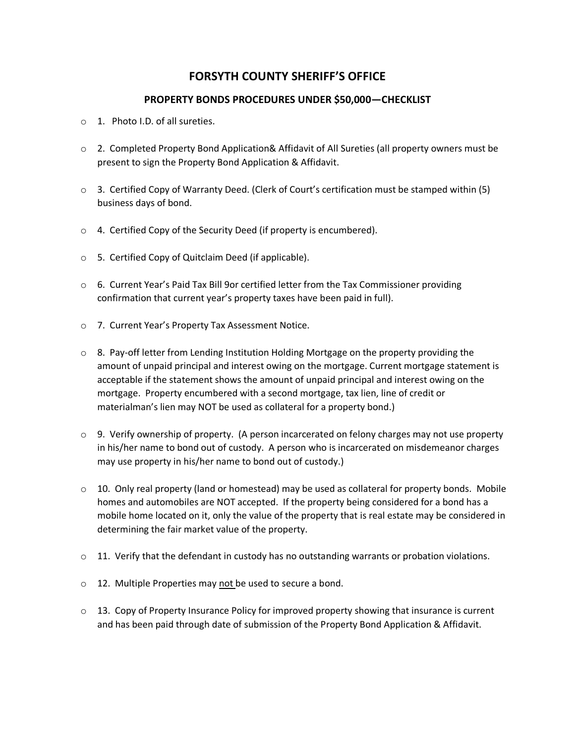# FORSYTH COUNTY SHERIFF'S OFFICE

## PROPERTY BONDS PROCEDURES UNDER $50,000—CHECKLIST

- o 1. Photo I.D. of all sureties.
- o 2. Completed Property Bond Application& Affidavit of All Sureties (all property owners must be present to sign the Property Bond Application & Affidavit.
- o 3. Certified Copy of Warranty Deed. (Clerk of Court's certification must be stamped within (5) business days of bond.
- o 4. Certified Copy of the Security Deed (if property is encumbered).
- o 5. Certified Copy of Quitclaim Deed (if applicable).
- o 6. Current Year's Paid Tax Bill 9or certified letter from the Tax Commissioner providing confirmation that current year's property taxes have been paid in full).
- o 7. Current Year's Property Tax Assessment Notice.
- o 8. Pay-off letter from Lending Institution Holding Mortgage on the property providing the amount of unpaid principal and interest owing on the mortgage. Current mortgage statement is acceptable if the statement shows the amount of unpaid principal and interest owing on the mortgage. Property encumbered with a second mortgage, tax lien, line of credit or materialman's lien may NOT be used as collateral for a property bond.)
- o 9. Verify ownership of property. (A person incarcerated on felony charges may not use property in his/her name to bond out of custody. A person who is incarcerated on misdemeanor charges may use property in his/her name to bond out of custody.)
- o 10. Only real property (land or homestead) may be used as collateral for property bonds. Mobile homes and automobiles are NOT accepted. If the property being considered for a bond has a mobile home located on it, only the value of the property that is real estate may be considered in determining the fair market value of the property.
- o 11. Verify that the defendant in custody has no outstanding warrants or probation violations.
- o 12. Multiple Properties may <u>not</u> be used to secure a bond.
- o 13. Copy of Property Insurance Policy for improved property showing that insurance is current and has been paid through date of submission of the Property Bond Application & Affidavit.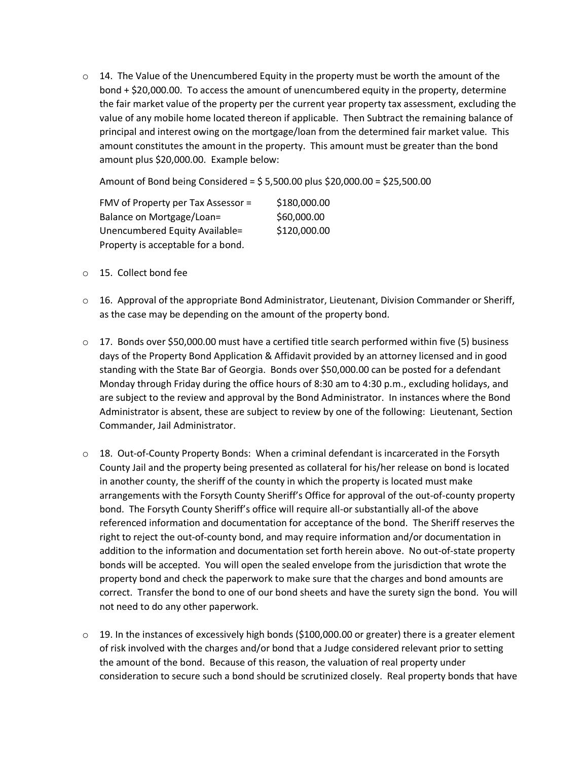- 14. The Value of the Unencumbered Equity in the property must be worth the amount of the bond + $20,000.00. To access the amount of unencumbered equity in the property, determine the fair market value of the property per the current year property tax assessment, excluding the value of any mobile home located thereon if applicable. Then Subtract the remaining balance of principal and interest owing on the mortgage/loan from the determined fair market value. This amount constitutes the amount in the property. This amount must be greater than the bond amount plus $20,000.00. Example below:

  Amount of Bond being Considered = $ 5,500.00 plus $20,000.00 = $25,500.00

  | | |
  |---|---|
  | FMV of Property per Tax Assessor = | $180,000.00 |
  | Balance on Mortgage/Loan= | $60,000.00 |
  | Unencumbered Equity Available= | $120,000.00 |

  Property is acceptable for a bond.

- 15. Collect bond fee

- 16. Approval of the appropriate Bond Administrator, Lieutenant, Division Commander or Sheriff, as the case may be depending on the amount of the property bond.

- 17. Bonds over $50,000.00 must have a certified title search performed within five (5) business days of the Property Bond Application & Affidavit provided by an attorney licensed and in good standing with the State Bar of Georgia. Bonds over $50,000.00 can be posted for a defendant Monday through Friday during the office hours of 8:30 am to 4:30 p.m., excluding holidays, and are subject to the review and approval by the Bond Administrator. In instances where the Bond Administrator is absent, these are subject to review by one of the following: Lieutenant, Section Commander, Jail Administrator.

- 18. Out-of-County Property Bonds: When a criminal defendant is incarcerated in the Forsyth County Jail and the property being presented as collateral for his/her release on bond is located in another county, the sheriff of the county in which the property is located must make arrangements with the Forsyth County Sheriff's Office for approval of the out-of-county property bond. The Forsyth County Sheriff's office will require all-or substantially all-of the above referenced information and documentation for acceptance of the bond. The Sheriff reserves the right to reject the out-of-county bond, and may require information and/or documentation in addition to the information and documentation set forth herein above. No out-of-state property bonds will be accepted. You will open the sealed envelope from the jurisdiction that wrote the property bond and check the paperwork to make sure that the charges and bond amounts are correct. Transfer the bond to one of our bond sheets and have the surety sign the bond. You will not need to do any other paperwork.

- 19. In the instances of excessively high bonds ($100,000.00 or greater) there is a greater element of risk involved with the charges and/or bond that a Judge considered relevant prior to setting the amount of the bond. Because of this reason, the valuation of real property under consideration to secure such a bond should be scrutinized closely. Real property bonds that have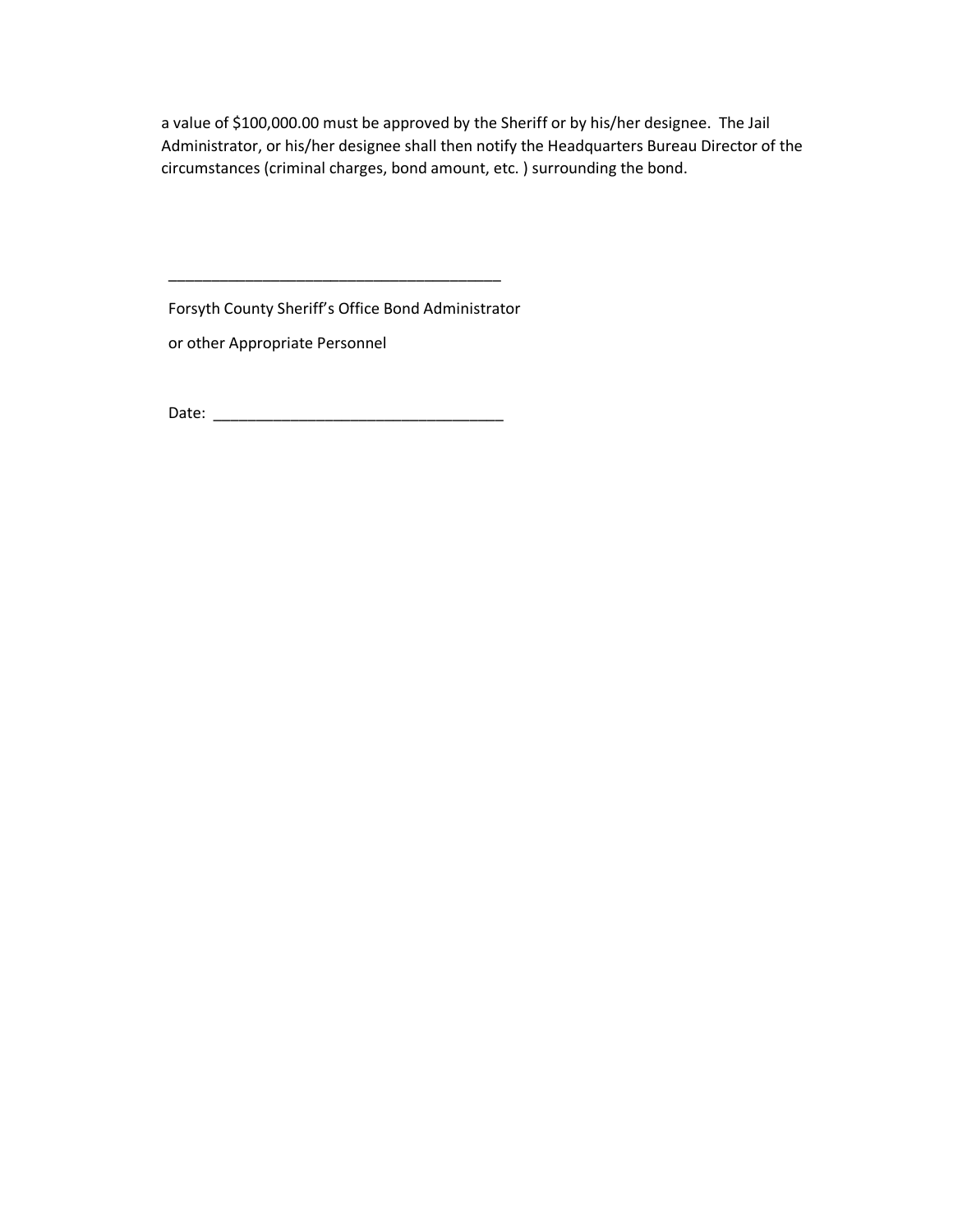a value of $100,000.00 must be approved by the Sheriff or by his/her designee. The Jail Administrator, or his/her designee shall then notify the Headquarters Bureau Director of the circumstances (criminal charges, bond amount, etc. ) surrounding the bond.

________________________________________

Forsyth County Sheriff's Office Bond Administrator

or other Appropriate Personnel

Date: __________________________________